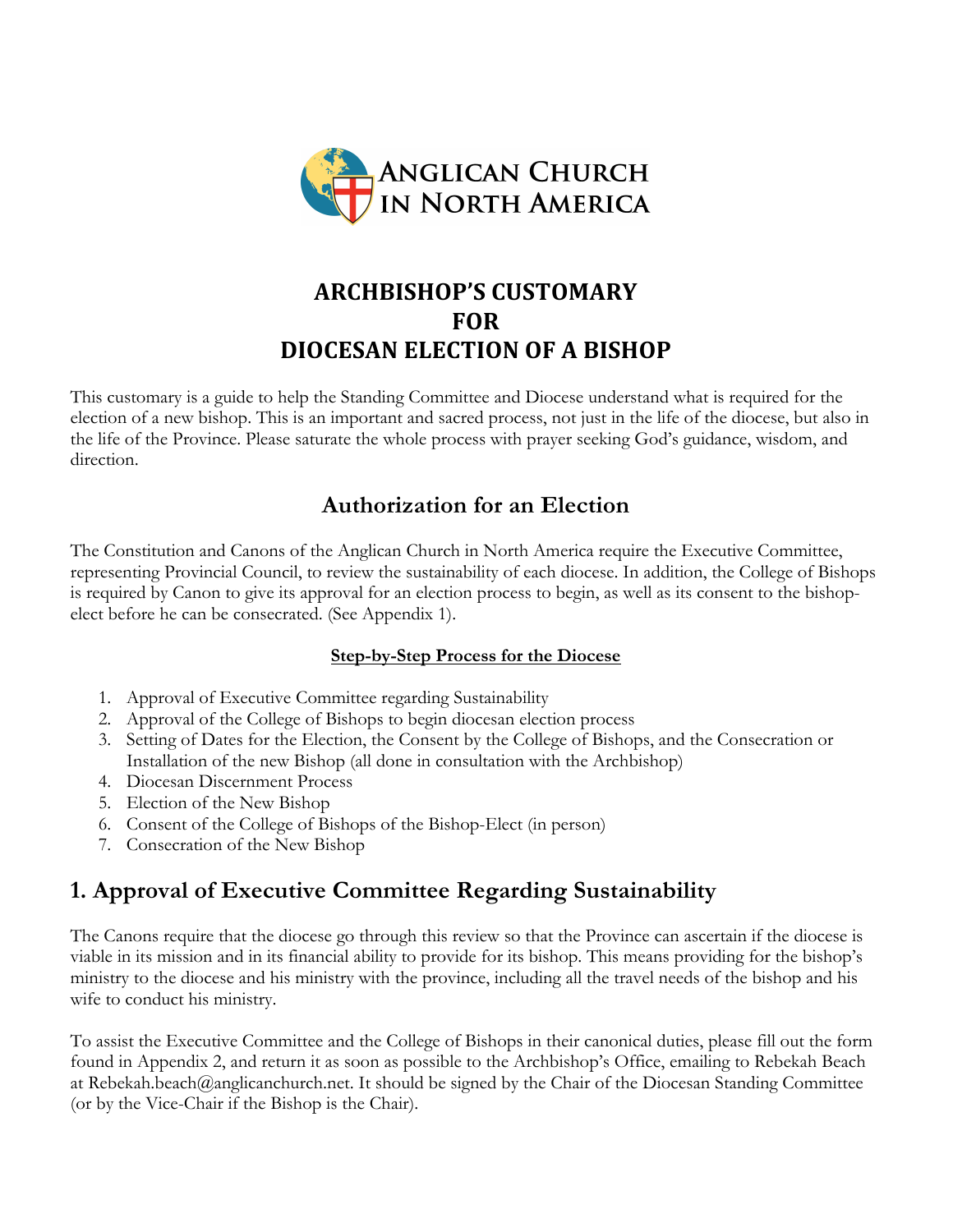# ARCHBISHOP'S CUSTOMARY FOR DIOCESAN ELECTION OF A BISHOP

This customary is a guide to help the Standing Committee and Diocese understand what is required for the election of a new bishop. This is an important and sacred process, not just in the life of the diocese, but also in the life of the Province. Please saturate the whole process with prayer seeking God's guidance, wisdom, and direction.

## Authorization for an Election

The Constitution and Canons of the Anglican Church in North America require the Executive Committee, representing Provincial Council, to review the sustainability of each diocese. In addition, the College of Bishops is required by Canon to give its approval for an election process to begin, as well as its consent to the bishop-elect before he can be consecrated. (See Appendix 1).

**Step-by-Step Process for the Diocese**

1. Approval of Executive Committee regarding Sustainability
2. Approval of the College of Bishops to begin diocesan election process
3. Setting of Dates for the Election, the Consent by the College of Bishops, and the Consecration or Installation of the new Bishop (all done in consultation with the Archbishop)
4. Diocesan Discernment Process
5. Election of the New Bishop
6. Consent of the College of Bishops of the Bishop-Elect (in person)
7. Consecration of the New Bishop

## 1. Approval of Executive Committee Regarding Sustainability

The Canons require that the diocese go through this review so that the Province can ascertain if the diocese is viable in its mission and in its financial ability to provide for its bishop. This means providing for the bishop's ministry to the diocese and his ministry with the province, including all the travel needs of the bishop and his wife to conduct his ministry.

To assist the Executive Committee and the College of Bishops in their canonical duties, please fill out the form found in Appendix 2, and return it as soon as possible to the Archbishop's Office, emailing to Rebekah Beach at Rebekah.beach@anglicanchurch.net. It should be signed by the Chair of the Diocesan Standing Committee (or by the Vice-Chair if the Bishop is the Chair).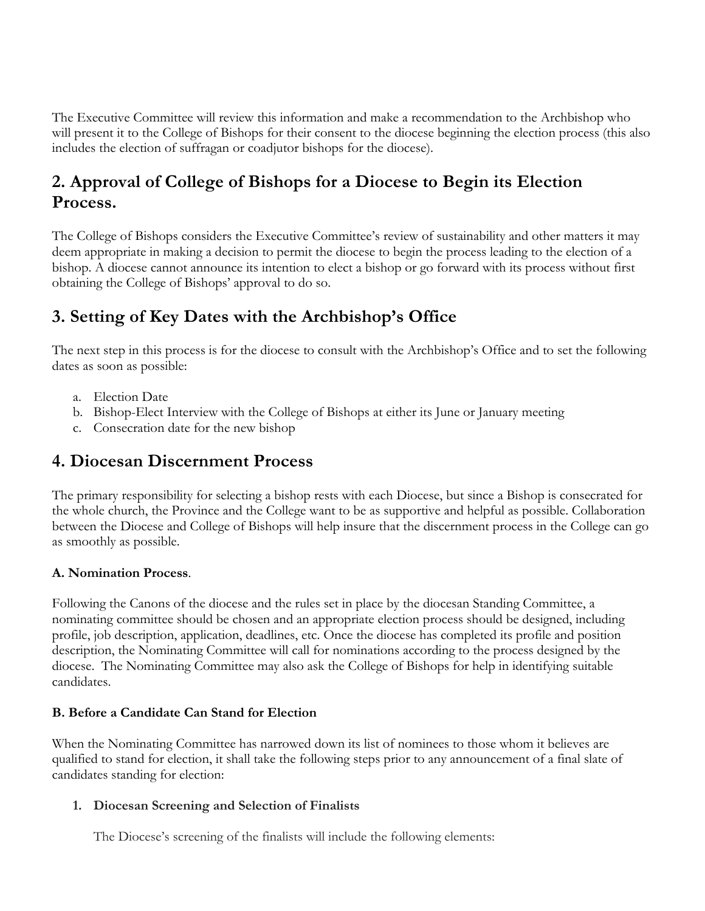The Executive Committee will review this information and make a recommendation to the Archbishop who will present it to the College of Bishops for their consent to the diocese beginning the election process (this also includes the election of suffragan or coadjutor bishops for the diocese).

## 2. Approval of College of Bishops for a Diocese to Begin its Election Process.

The College of Bishops considers the Executive Committee's review of sustainability and other matters it may deem appropriate in making a decision to permit the diocese to begin the process leading to the election of a bishop. A diocese cannot announce its intention to elect a bishop or go forward with its process without first obtaining the College of Bishops' approval to do so.

## 3. Setting of Key Dates with the Archbishop's Office

The next step in this process is for the diocese to consult with the Archbishop's Office and to set the following dates as soon as possible:

a. Election Date
b. Bishop-Elect Interview with the College of Bishops at either its June or January meeting
c. Consecration date for the new bishop

## 4. Diocesan Discernment Process

The primary responsibility for selecting a bishop rests with each Diocese, but since a Bishop is consecrated for the whole church, the Province and the College want to be as supportive and helpful as possible. Collaboration between the Diocese and College of Bishops will help insure that the discernment process in the College can go as smoothly as possible.

**A. Nomination Process**.

Following the Canons of the diocese and the rules set in place by the diocesan Standing Committee, a nominating committee should be chosen and an appropriate election process should be designed, including profile, job description, application, deadlines, etc. Once the diocese has completed its profile and position description, the Nominating Committee will call for nominations according to the process designed by the diocese. The Nominating Committee may also ask the College of Bishops for help in identifying suitable candidates.

**B. Before a Candidate Can Stand for Election**

When the Nominating Committee has narrowed down its list of nominees to those whom it believes are qualified to stand for election, it shall take the following steps prior to any announcement of a final slate of candidates standing for election:

1. **Diocesan Screening and Selection of Finalists**

   The Diocese's screening of the finalists will include the following elements: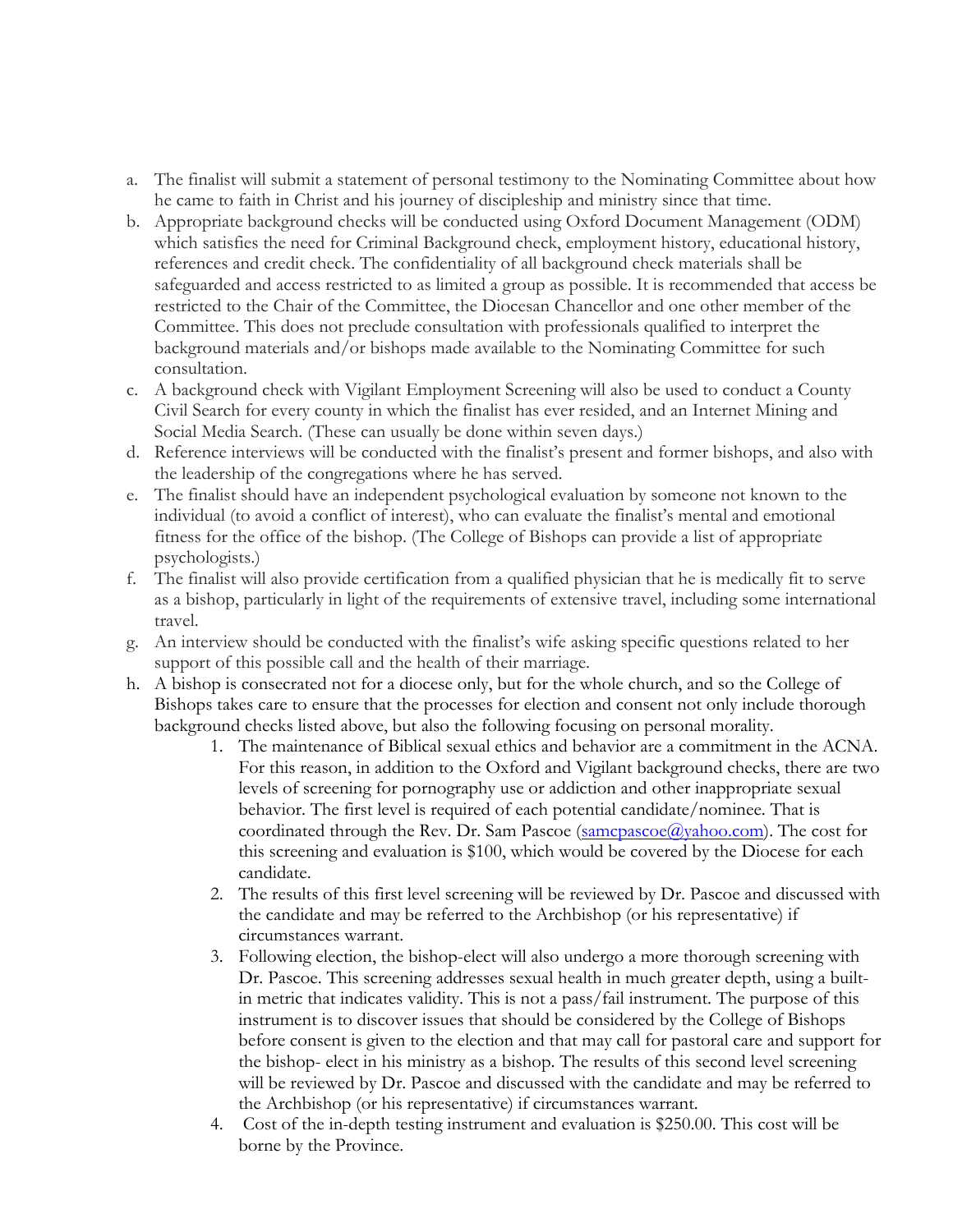a. The finalist will submit a statement of personal testimony to the Nominating Committee about how he came to faith in Christ and his journey of discipleship and ministry since that time.
b. Appropriate background checks will be conducted using Oxford Document Management (ODM) which satisfies the need for Criminal Background check, employment history, educational history, references and credit check. The confidentiality of all background check materials shall be safeguarded and access restricted to as limited a group as possible. It is recommended that access be restricted to the Chair of the Committee, the Diocesan Chancellor and one other member of the Committee. This does not preclude consultation with professionals qualified to interpret the background materials and/or bishops made available to the Nominating Committee for such consultation.
c. A background check with Vigilant Employment Screening will also be used to conduct a County Civil Search for every county in which the finalist has ever resided, and an Internet Mining and Social Media Search. (These can usually be done within seven days.)
d. Reference interviews will be conducted with the finalist's present and former bishops, and also with the leadership of the congregations where he has served.
e. The finalist should have an independent psychological evaluation by someone not known to the individual (to avoid a conflict of interest), who can evaluate the finalist's mental and emotional fitness for the office of the bishop. (The College of Bishops can provide a list of appropriate psychologists.)
f. The finalist will also provide certification from a qualified physician that he is medically fit to serve as a bishop, particularly in light of the requirements of extensive travel, including some international travel.
g. An interview should be conducted with the finalist's wife asking specific questions related to her support of this possible call and the health of their marriage.
h. A bishop is consecrated not for a diocese only, but for the whole church, and so the College of Bishops takes care to ensure that the processes for election and consent not only include thorough background checks listed above, but also the following focusing on personal morality.
   1. The maintenance of Biblical sexual ethics and behavior are a commitment in the ACNA. For this reason, in addition to the Oxford and Vigilant background checks, there are two levels of screening for pornography use or addiction and other inappropriate sexual behavior. The first level is required of each potential candidate/nominee. That is coordinated through the Rev. Dr. Sam Pascoe (samcpascoe@yahoo.com). The cost for this screening and evaluation is $100, which would be covered by the Diocese for each candidate.
   2. The results of this first level screening will be reviewed by Dr. Pascoe and discussed with the candidate and may be referred to the Archbishop (or his representative) if circumstances warrant.
   3. Following election, the bishop-elect will also undergo a more thorough screening with Dr. Pascoe. This screening addresses sexual health in much greater depth, using a built-in metric that indicates validity. This is not a pass/fail instrument. The purpose of this instrument is to discover issues that should be considered by the College of Bishops before consent is given to the election and that may call for pastoral care and support for the bishop- elect in his ministry as a bishop. The results of this second level screening will be reviewed by Dr. Pascoe and discussed with the candidate and may be referred to the Archbishop (or his representative) if circumstances warrant.
   4. Cost of the in-depth testing instrument and evaluation is $250.00. This cost will be borne by the Province.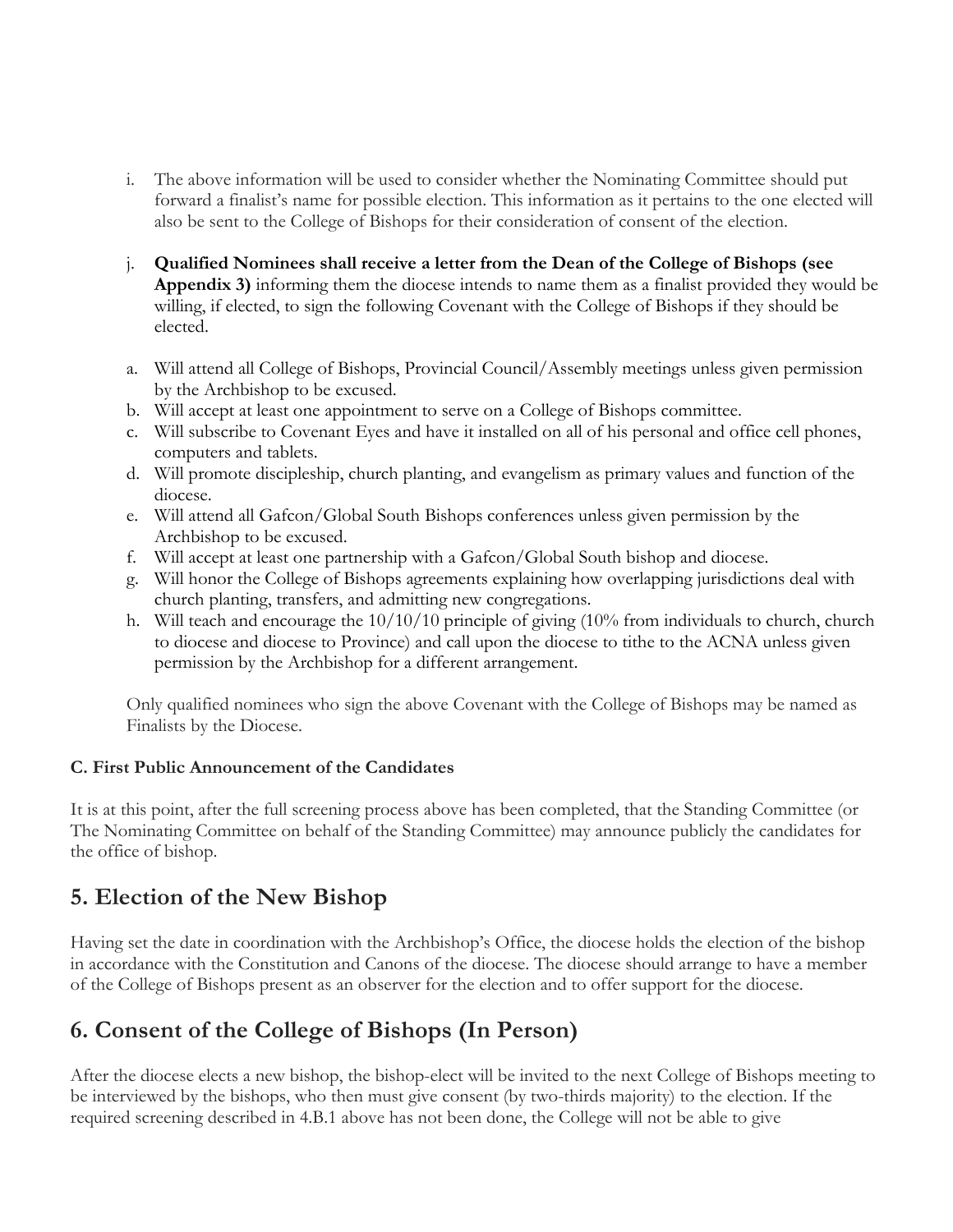i. The above information will be used to consider whether the Nominating Committee should put forward a finalist's name for possible election. This information as it pertains to the one elected will also be sent to the College of Bishops for their consideration of consent of the election.

j. **Qualified Nominees shall receive a letter from the Dean of the College of Bishops (see Appendix 3)** informing them the diocese intends to name them as a finalist provided they would be willing, if elected, to sign the following Covenant with the College of Bishops if they should be elected.

a. Will attend all College of Bishops, Provincial Council/Assembly meetings unless given permission by the Archbishop to be excused.
b. Will accept at least one appointment to serve on a College of Bishops committee.
c. Will subscribe to Covenant Eyes and have it installed on all of his personal and office cell phones, computers and tablets.
d. Will promote discipleship, church planting, and evangelism as primary values and function of the diocese.
e. Will attend all Gafcon/Global South Bishops conferences unless given permission by the Archbishop to be excused.
f. Will accept at least one partnership with a Gafcon/Global South bishop and diocese.
g. Will honor the College of Bishops agreements explaining how overlapping jurisdictions deal with church planting, transfers, and admitting new congregations.
h. Will teach and encourage the 10/10/10 principle of giving (10% from individuals to church, church to diocese and diocese to Province) and call upon the diocese to tithe to the ACNA unless given permission by the Archbishop for a different arrangement.

Only qualified nominees who sign the above Covenant with the College of Bishops may be named as Finalists by the Diocese.

#### C. First Public Announcement of the Candidates

It is at this point, after the full screening process above has been completed, that the Standing Committee (or The Nominating Committee on behalf of the Standing Committee) may announce publicly the candidates for the office of bishop.

## 5. Election of the New Bishop

Having set the date in coordination with the Archbishop's Office, the diocese holds the election of the bishop in accordance with the Constitution and Canons of the diocese. The diocese should arrange to have a member of the College of Bishops present as an observer for the election and to offer support for the diocese.

## 6. Consent of the College of Bishops (In Person)

After the diocese elects a new bishop, the bishop-elect will be invited to the next College of Bishops meeting to be interviewed by the bishops, who then must give consent (by two-thirds majority) to the election. If the required screening described in 4.B.1 above has not been done, the College will not be able to give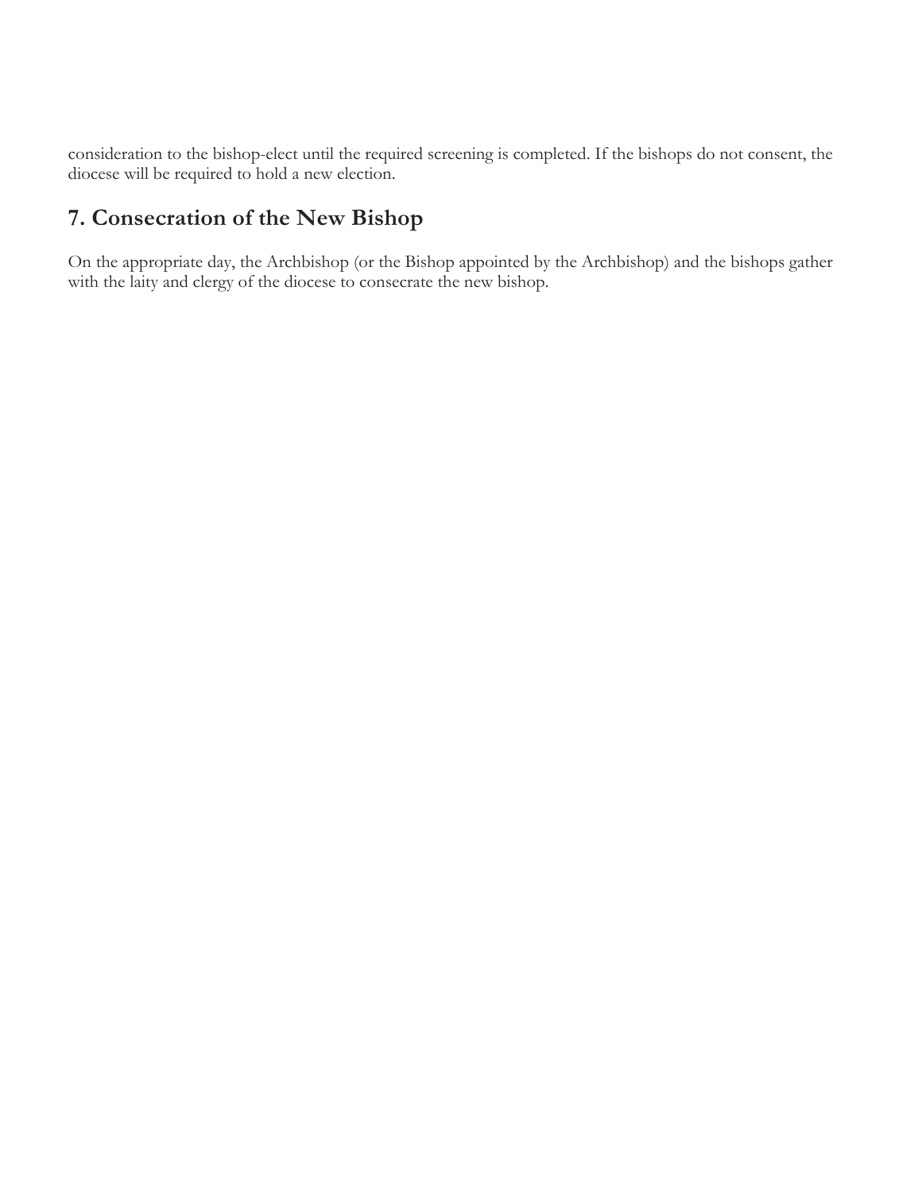consideration to the bishop-elect until the required screening is completed. If the bishops do not consent, the diocese will be required to hold a new election.

## 7. Consecration of the New Bishop

On the appropriate day, the Archbishop (or the Bishop appointed by the Archbishop) and the bishops gather with the laity and clergy of the diocese to consecrate the new bishop.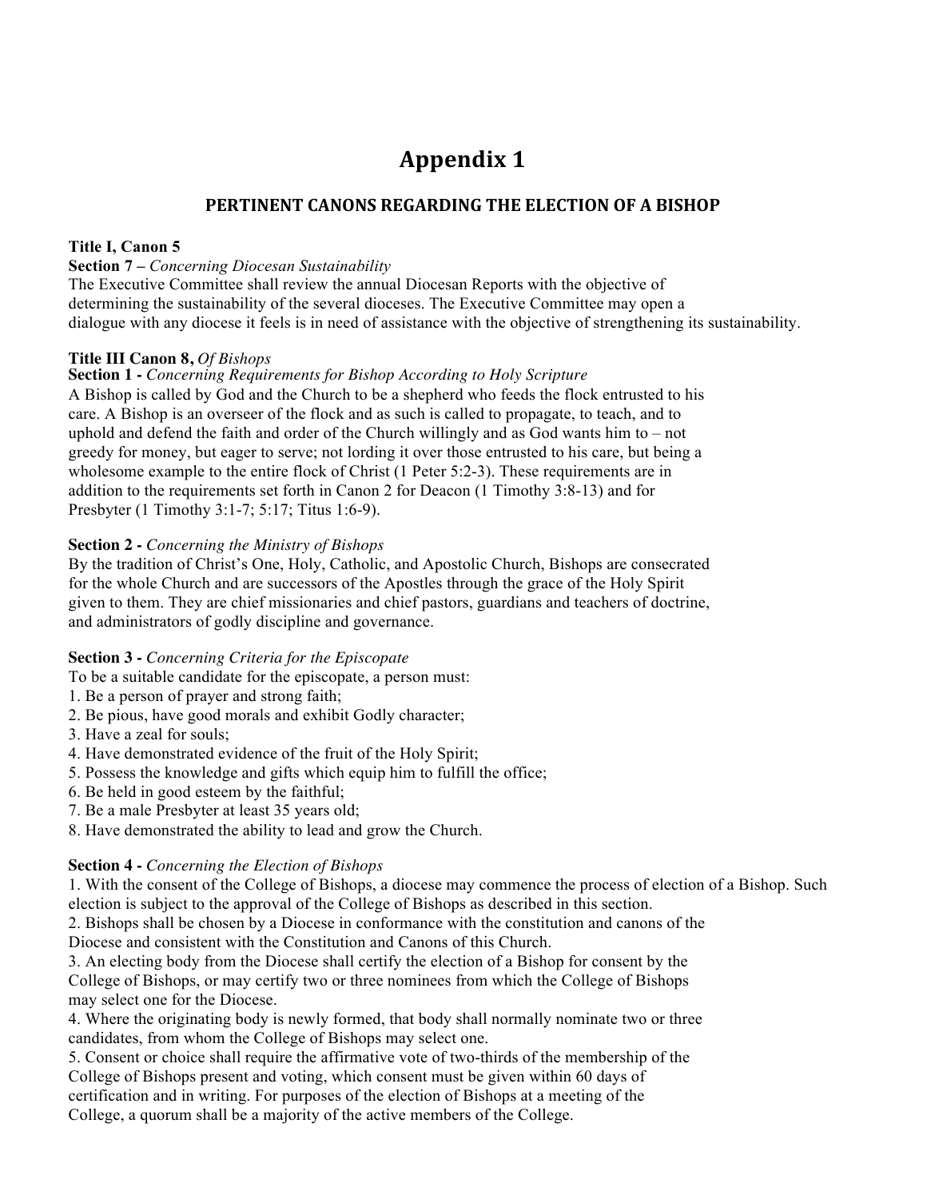# Appendix 1

## PERTINENT CANONS REGARDING THE ELECTION OF A BISHOP

**Title I, Canon 5**
**Section 7 –** *Concerning Diocesan Sustainability*
The Executive Committee shall review the annual Diocesan Reports with the objective of determining the sustainability of the several dioceses. The Executive Committee may open a dialogue with any diocese it feels is in need of assistance with the objective of strengthening its sustainability.

**Title III Canon 8,** *Of Bishops*
**Section 1 -** *Concerning Requirements for Bishop According to Holy Scripture*
A Bishop is called by God and the Church to be a shepherd who feeds the flock entrusted to his care. A Bishop is an overseer of the flock and as such is called to propagate, to teach, and to uphold and defend the faith and order of the Church willingly and as God wants him to – not greedy for money, but eager to serve; not lording it over those entrusted to his care, but being a wholesome example to the entire flock of Christ (1 Peter 5:2-3). These requirements are in addition to the requirements set forth in Canon 2 for Deacon (1 Timothy 3:8-13) and for Presbyter (1 Timothy 3:1-7; 5:17; Titus 1:6-9).

**Section 2 -** *Concerning the Ministry of Bishops*
By the tradition of Christ's One, Holy, Catholic, and Apostolic Church, Bishops are consecrated for the whole Church and are successors of the Apostles through the grace of the Holy Spirit given to them. They are chief missionaries and chief pastors, guardians and teachers of doctrine, and administrators of godly discipline and governance.

**Section 3 -** *Concerning Criteria for the Episcopate*
To be a suitable candidate for the episcopate, a person must:
1. Be a person of prayer and strong faith;
2. Be pious, have good morals and exhibit Godly character;
3. Have a zeal for souls;
4. Have demonstrated evidence of the fruit of the Holy Spirit;
5. Possess the knowledge and gifts which equip him to fulfill the office;
6. Be held in good esteem by the faithful;
7. Be a male Presbyter at least 35 years old;
8. Have demonstrated the ability to lead and grow the Church.

**Section 4 -** *Concerning the Election of Bishops*
1. With the consent of the College of Bishops, a diocese may commence the process of election of a Bishop. Such election is subject to the approval of the College of Bishops as described in this section.
2. Bishops shall be chosen by a Diocese in conformance with the constitution and canons of the Diocese and consistent with the Constitution and Canons of this Church.
3. An electing body from the Diocese shall certify the election of a Bishop for consent by the College of Bishops, or may certify two or three nominees from which the College of Bishops may select one for the Diocese.
4. Where the originating body is newly formed, that body shall normally nominate two or three candidates, from whom the College of Bishops may select one.
5. Consent or choice shall require the affirmative vote of two-thirds of the membership of the College of Bishops present and voting, which consent must be given within 60 days of certification and in writing. For purposes of the election of Bishops at a meeting of the College, a quorum shall be a majority of the active members of the College.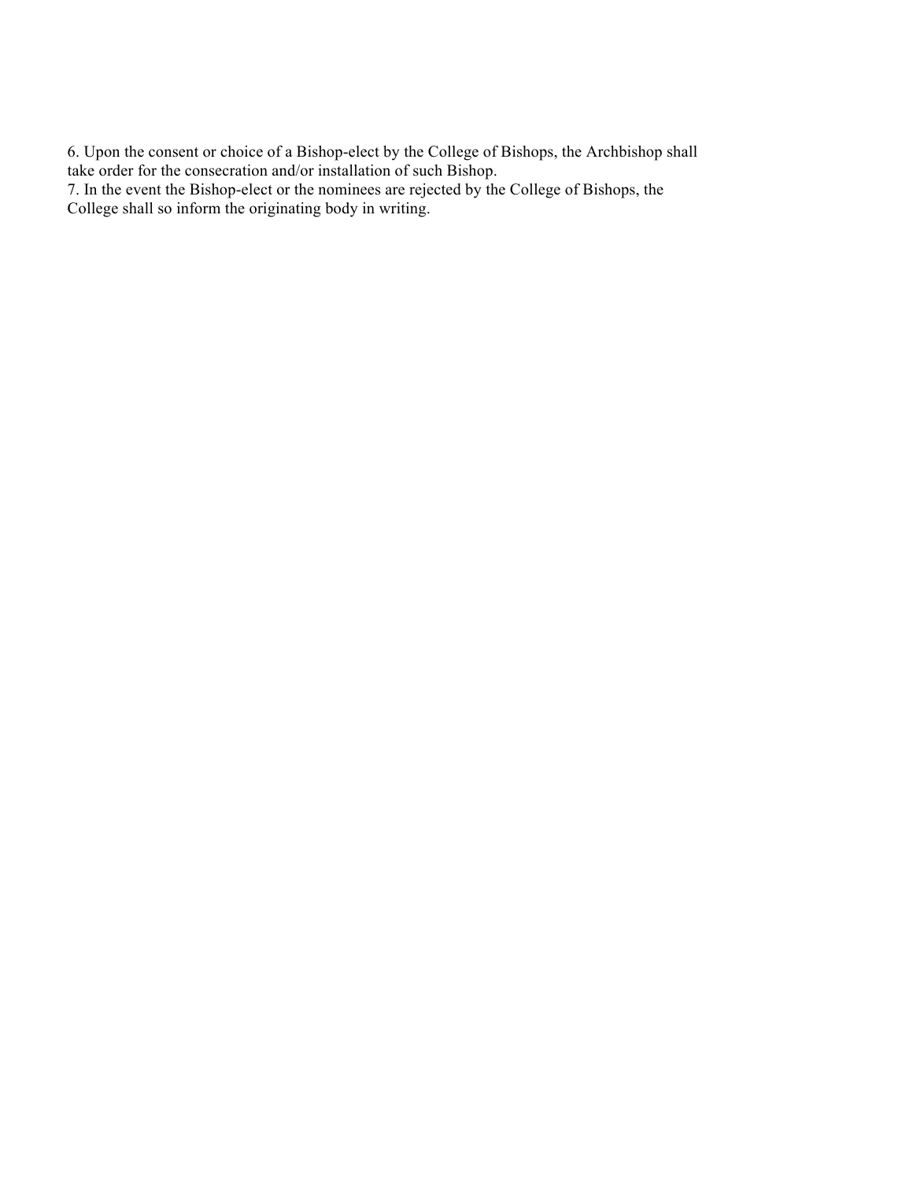6. Upon the consent or choice of a Bishop-elect by the College of Bishops, the Archbishop shall take order for the consecration and/or installation of such Bishop.
7. In the event the Bishop-elect or the nominees are rejected by the College of Bishops, the College shall so inform the originating body in writing.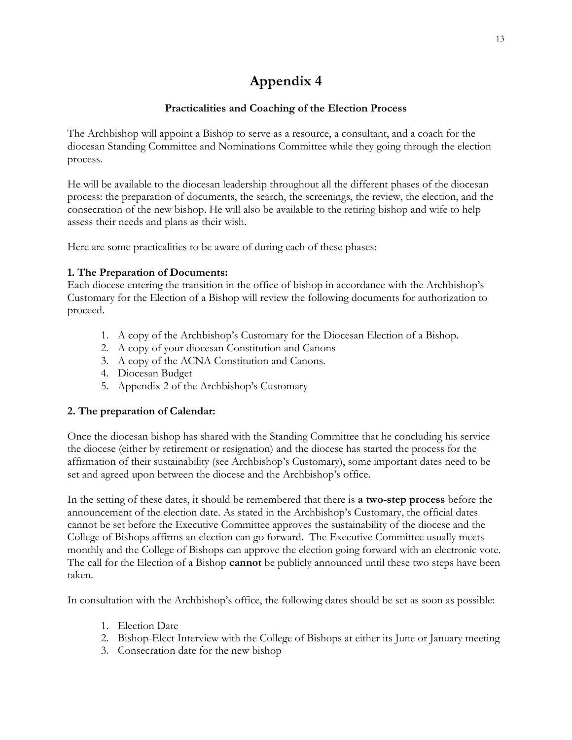# Appendix 4

**Practicalities and Coaching of the Election Process**

The Archbishop will appoint a Bishop to serve as a resource, a consultant, and a coach for the diocesan Standing Committee and Nominations Committee while they going through the election process.

He will be available to the diocesan leadership throughout all the different phases of the diocesan process: the preparation of documents, the search, the screenings, the review, the election, and the consecration of the new bishop. He will also be available to the retiring bishop and wife to help assess their needs and plans as their wish.

Here are some practicalities to be aware of during each of these phases:

**1. The Preparation of Documents:**
Each diocese entering the transition in the office of bishop in accordance with the Archbishop's Customary for the Election of a Bishop will review the following documents for authorization to proceed.

1. A copy of the Archbishop's Customary for the Diocesan Election of a Bishop.
2. A copy of your diocesan Constitution and Canons
3. A copy of the ACNA Constitution and Canons.
4. Diocesan Budget
5. Appendix 2 of the Archbishop's Customary

**2. The preparation of Calendar:**

Once the diocesan bishop has shared with the Standing Committee that he concluding his service the diocese (either by retirement or resignation) and the diocese has started the process for the affirmation of their sustainability (see Archbishop's Customary), some important dates need to be set and agreed upon between the diocese and the Archbishop's office.

In the setting of these dates, it should be remembered that there is **a two-step process** before the announcement of the election date. As stated in the Archbishop's Customary, the official dates cannot be set before the Executive Committee approves the sustainability of the diocese and the College of Bishops affirms an election can go forward. The Executive Committee usually meets monthly and the College of Bishops can approve the election going forward with an electronic vote. The call for the Election of a Bishop **cannot** be publicly announced until these two steps have been taken.

In consultation with the Archbishop's office, the following dates should be set as soon as possible:

1. Election Date
2. Bishop-Elect Interview with the College of Bishops at either its June or January meeting
3. Consecration date for the new bishop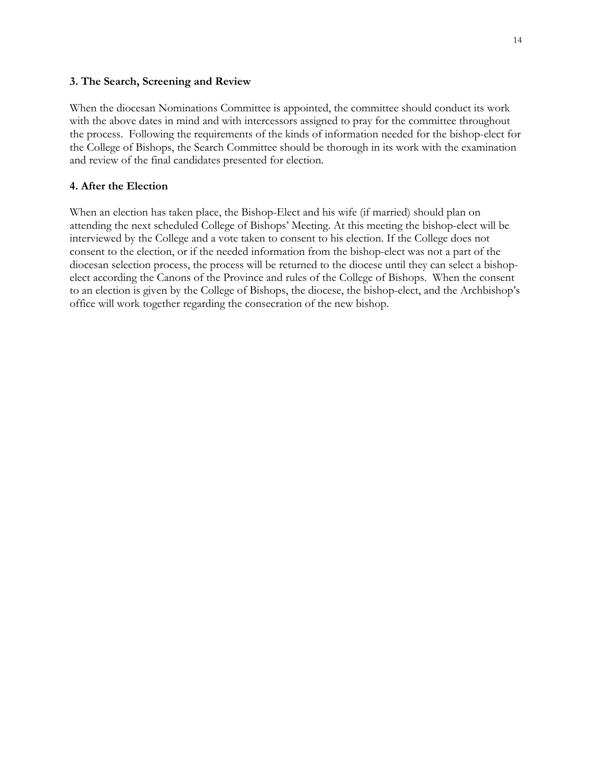### 3. The Search, Screening and Review

When the diocesan Nominations Committee is appointed, the committee should conduct its work with the above dates in mind and with intercessors assigned to pray for the committee throughout the process. Following the requirements of the kinds of information needed for the bishop-elect for the College of Bishops, the Search Committee should be thorough in its work with the examination and review of the final candidates presented for election.

### 4. After the Election

When an election has taken place, the Bishop-Elect and his wife (if married) should plan on attending the next scheduled College of Bishops' Meeting. At this meeting the bishop-elect will be interviewed by the College and a vote taken to consent to his election. If the College does not consent to the election, or if the needed information from the bishop-elect was not a part of the diocesan selection process, the process will be returned to the diocese until they can select a bishop-elect according the Canons of the Province and rules of the College of Bishops. When the consent to an election is given by the College of Bishops, the diocese, the bishop-elect, and the Archbishop's office will work together regarding the consecration of the new bishop.